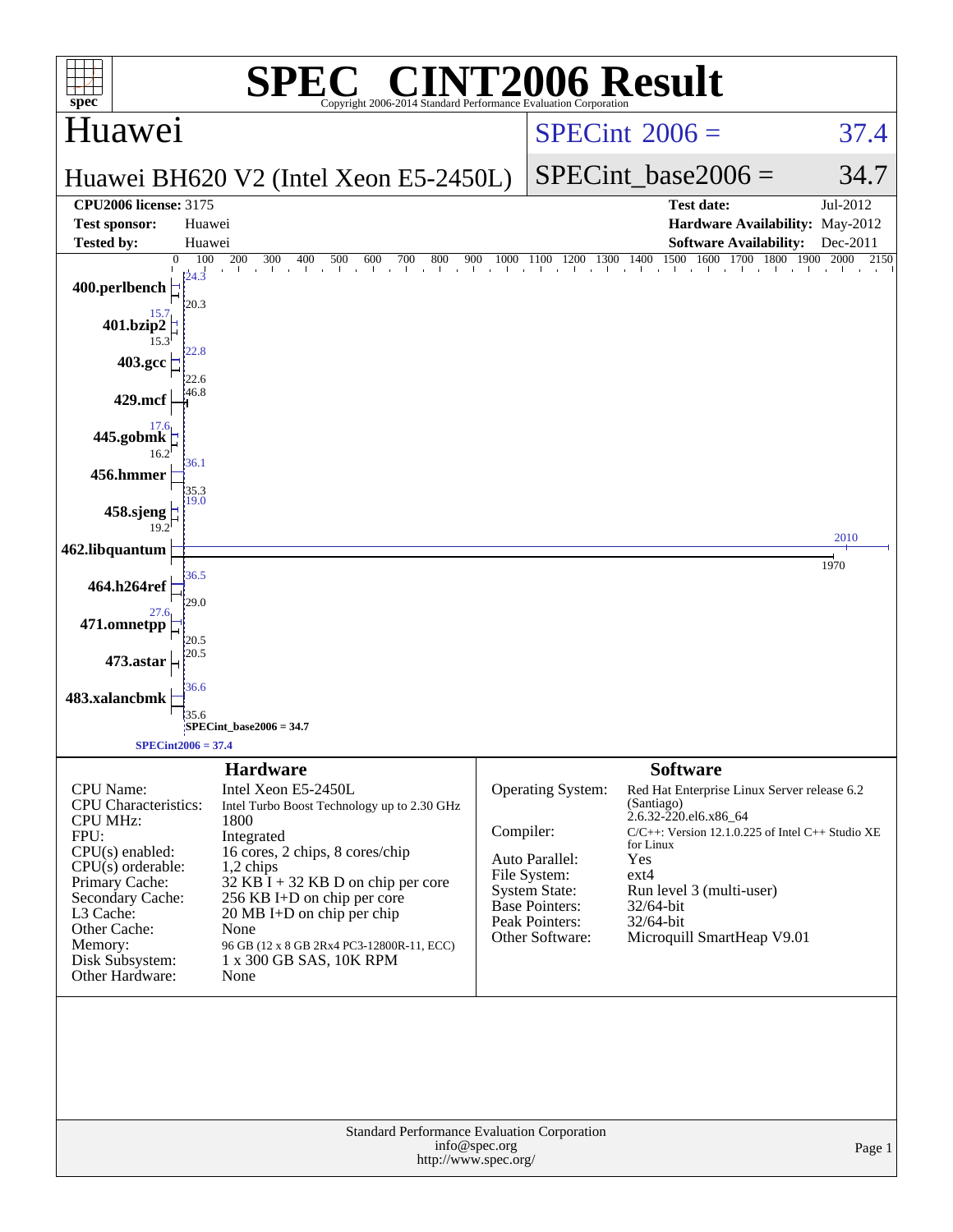# SPEC® CINT2006 Result

Copyright 2006-2014 Standard Performance Evaluation Corporation

## Huawei

**Huawei BH620 V2 (Intel Xeon E5-2450L)**

SPECint 2006 = 37.4

SPECint_base2006 = 34.7

| | | | |
|---|---|---|---|
| **CPU2006 license:** 3175 | | **Test date:** | Jul-2012 |
| **Test sponsor:** | Huawei | **Hardware Availability:** | May-2012 |
| **Tested by:** | Huawei | **Software Availability:** | Dec-2011 |

| Benchmark | Peak | Base |
|---|---|---|
| 400.perlbench | 24.3 | 20.3 |
| 401.bzip2 | 15.7 | 15.3 |
| 403.gcc | 22.8 | 22.6 |
| 429.mcf | 46.8 | |
| 445.gobmk | 17.6 | 16.2 |
| 456.hmmer | 36.1 | 35.3 |
| 458.sjeng | 19.0 | 19.2 |
| 462.libquantum | 2010 | 1970 |
| 464.h264ref | 36.5 | 29.0 |
| 471.omnetpp | 27.6 | 20.5 |
| 473.astar | 20.5 | |
| 483.xalancbmk | 36.6 | 35.6 |

SPECint_base2006 = 34.7

SPECint2006 = 37.4

### Hardware

| | |
|---|---|
| CPU Name: | Intel Xeon E5-2450L |
| CPU Characteristics: | Intel Turbo Boost Technology up to 2.30 GHz |
| CPU MHz: | 1800 |
| FPU: | Integrated |
| CPU(s) enabled: | 16 cores, 2 chips, 8 cores/chip |
| CPU(s) orderable: | 1,2 chips |
| Primary Cache: | 32 KB I + 32 KB D on chip per core |
| Secondary Cache: | 256 KB I+D on chip per core |
| L3 Cache: | 20 MB I+D on chip per chip |
| Other Cache: | None |
| Memory: | 96 GB (12 x 8 GB 2Rx4 PC3-12800R-11, ECC) |
| Disk Subsystem: | 1 x 300 GB SAS, 10K RPM |
| Other Hardware: | None |

### Software

| | |
|---|---|
| Operating System: | Red Hat Enterprise Linux Server release 6.2 (Santiago) 2.6.32-220.el6.x86_64 |
| Compiler: | C/C++: Version 12.1.0.225 of Intel C++ Studio XE for Linux |
| Auto Parallel: | Yes |
| File System: | ext4 |
| System State: | Run level 3 (multi-user) |
| Base Pointers: | 32/64-bit |
| Peak Pointers: | 32/64-bit |
| Other Software: | Microquill SmartHeap V9.01 |

Standard Performance Evaluation Corporation
info@spec.org
http://www.spec.org/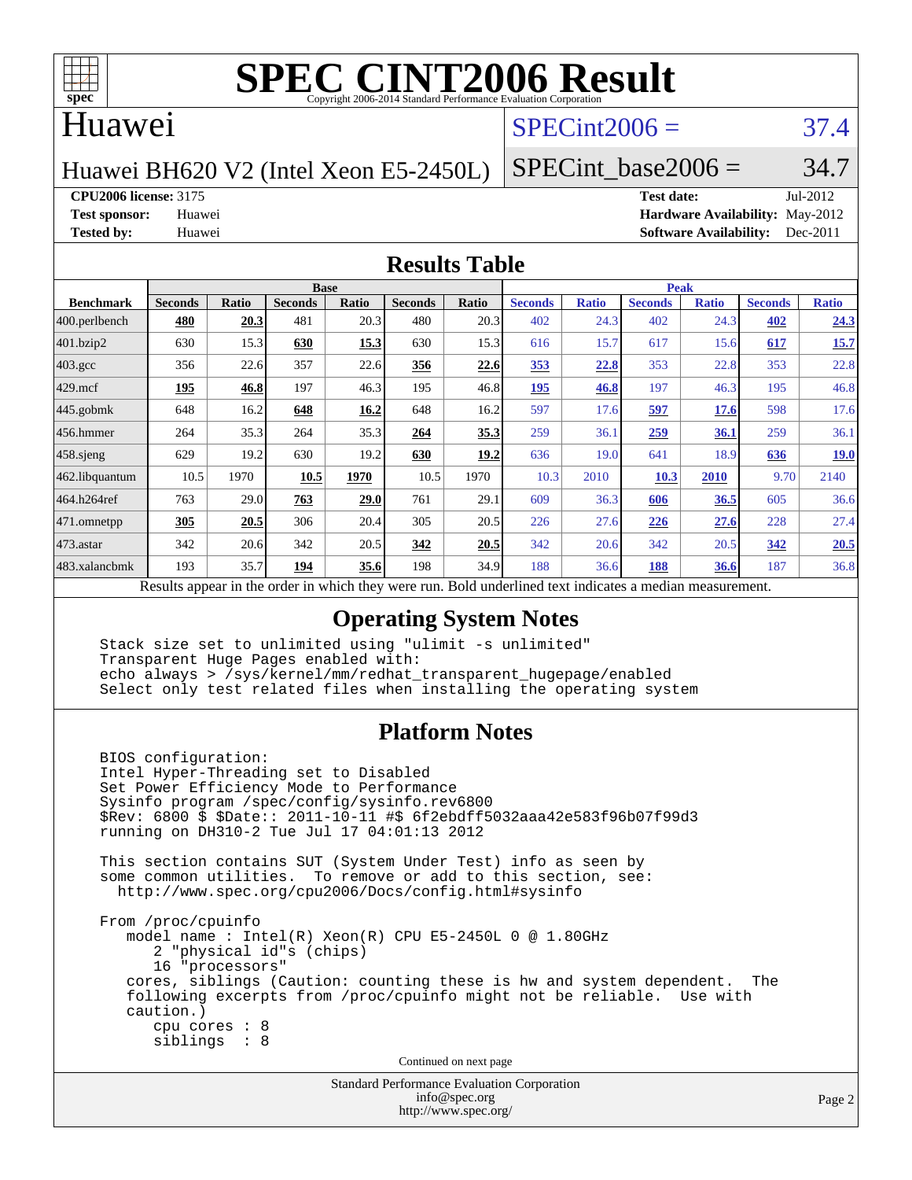# SPEC CINT2006 Result

Copyright 2006-2014 Standard Performance Evaluation Corporation

## Huawei

Huawei BH620 V2 (Intel Xeon E5-2450L)

SPECint2006 = 37.4

SPECint_base2006 = 34.7

**CPU2006 license:** 3175
**Test sponsor:** Huawei
**Tested by:** Huawei

**Test date:** Jul-2012
**Hardware Availability:** May-2012
**Software Availability:** Dec-2011

## Results Table

| Benchmark | Base | | | | | | Peak | | | | | |
|---|---|---|---|---|---|---|---|---|---|---|---|---|
| | Seconds | Ratio | Seconds | Ratio | Seconds | Ratio | Seconds | Ratio | Seconds | Ratio | Seconds | Ratio |
| 400.perlbench | **480** | **20.3** | 481 | 20.3 | 480 | 20.3 | 402 | 24.3 | 402 | 24.3 | **402** | **24.3** |
| 401.bzip2 | 630 | 15.3 | **630** | **15.3** | 630 | 15.3 | 616 | 15.7 | 617 | 15.6 | **617** | **15.7** |
| 403.gcc | 356 | 22.6 | 357 | 22.6 | **356** | **22.6** | **353** | **22.8** | 353 | 22.8 | 353 | 22.8 |
| 429.mcf | **195** | **46.8** | 197 | 46.3 | 195 | 46.8 | **195** | **46.8** | 197 | 46.3 | 195 | 46.8 |
| 445.gobmk | 648 | 16.2 | **648** | **16.2** | 648 | 16.2 | 597 | 17.6 | **597** | **17.6** | 598 | 17.6 |
| 456.hmmer | 264 | 35.3 | 264 | 35.3 | **264** | **35.3** | 259 | 36.1 | **259** | **36.1** | 259 | 36.1 |
| 458.sjeng | 629 | 19.2 | 630 | 19.2 | **630** | **19.2** | 636 | 19.0 | 641 | 18.9 | **636** | **19.0** |
| 462.libquantum | 10.5 | 1970 | **10.5** | **1970** | 10.5 | 1970 | 10.3 | 2010 | **10.3** | **2010** | 9.70 | 2140 |
| 464.h264ref | 763 | 29.0 | **763** | **29.0** | 761 | 29.1 | 609 | 36.3 | **606** | **36.5** | 605 | 36.6 |
| 471.omnetpp | **305** | **20.5** | 306 | 20.4 | 305 | 20.5 | 226 | 27.6 | **226** | **27.6** | 228 | 27.4 |
| 473.astar | 342 | 20.6 | 342 | 20.5 | **342** | **20.5** | 342 | 20.6 | 342 | 20.5 | **342** | **20.5** |
| 483.xalancbmk | 193 | 35.7 | **194** | **35.6** | 198 | 34.9 | 188 | 36.6 | **188** | **36.6** | 187 | 36.8 |

Results appear in the order in which they were run. Bold underlined text indicates a median measurement.

## Operating System Notes

```
Stack size set to unlimited using "ulimit -s unlimited"
Transparent Huge Pages enabled with:
echo always > /sys/kernel/mm/redhat_transparent_hugepage/enabled
Select only test related files when installing the operating system
```

## Platform Notes

```
BIOS configuration:
Intel Hyper-Threading set to Disabled
Set Power Efficiency Mode to Performance
Sysinfo program /spec/config/sysinfo.rev6800
$Rev: 6800 $ $Date:: 2011-10-11 #$ 6f2ebdff5032aaa42e583f96b07f99d3
running on DH310-2 Tue Jul 17 04:01:13 2012

This section contains SUT (System Under Test) info as seen by
some common utilities.  To remove or add to this section, see:
  http://www.spec.org/cpu2006/Docs/config.html#sysinfo

From /proc/cpuinfo
    model name : Intel(R) Xeon(R) CPU E5-2450L 0 @ 1.80GHz
       2 "physical id"s (chips)
       16 "processors"
    cores, siblings (Caution: counting these is hw and system dependent.  The
    following excerpts from /proc/cpuinfo might not be reliable.  Use with
    caution.)
       cpu cores : 8
       siblings  : 8
```

Continued on next page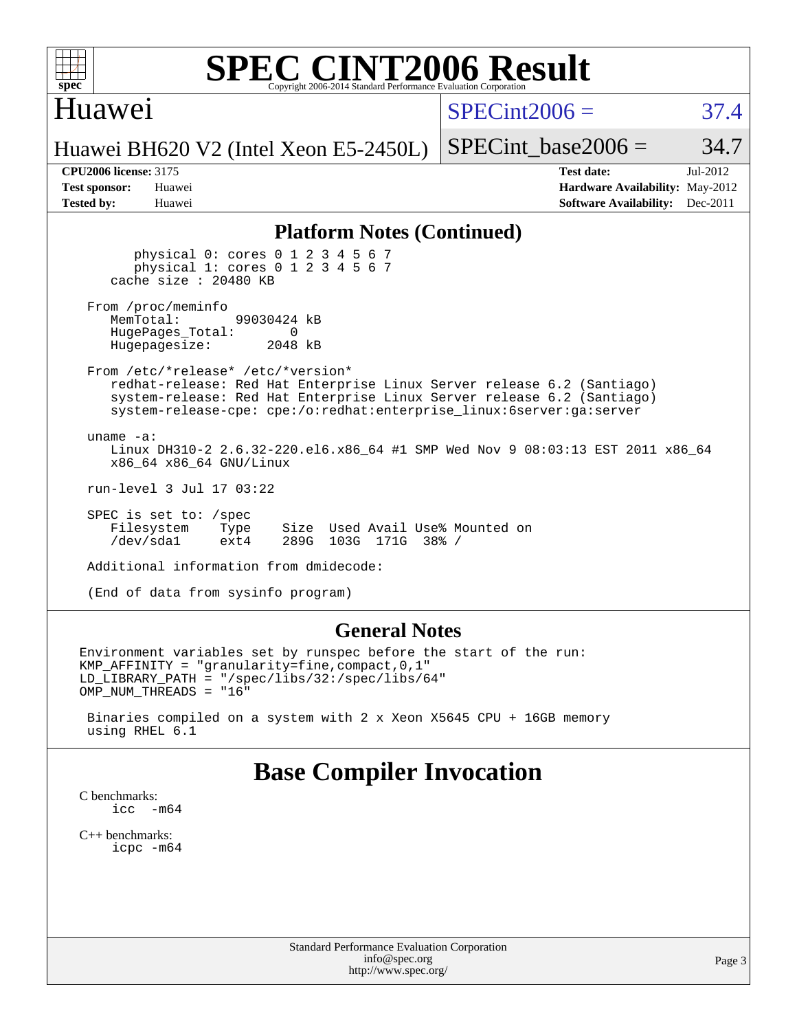# SPEC CINT2006 Result

Copyright 2006-2014 Standard Performance Evaluation Corporation

## Huawei

Huawei BH620 V2 (Intel Xeon E5-2450L)

SPECint2006 = 37.4

SPECint_base2006 = 34.7

**CPU2006 license:** 3175
**Test sponsor:** Huawei
**Tested by:** Huawei

**Test date:** Jul-2012
**Hardware Availability:** May-2012
**Software Availability:** Dec-2011

## Platform Notes (Continued)

```
        physical 0: cores 0 1 2 3 4 5 6 7
        physical 1: cores 0 1 2 3 4 5 6 7
     cache size : 20480 KB

  From /proc/meminfo
     MemTotal:       99030424 kB
     HugePages_Total:       0
     Hugepagesize:       2048 kB

  From /etc/*release* /etc/*version*
     redhat-release: Red Hat Enterprise Linux Server release 6.2 (Santiago)
     system-release: Red Hat Enterprise Linux Server release 6.2 (Santiago)
     system-release-cpe: cpe:/o:redhat:enterprise_linux:6server:ga:server

  uname -a:
     Linux DH310-2 2.6.32-220.el6.x86_64 #1 SMP Wed Nov 9 08:03:13 EST 2011 x86_64
     x86_64 x86_64 GNU/Linux

  run-level 3 Jul 17 03:22

  SPEC is set to: /spec
     Filesystem    Type    Size  Used Avail Use% Mounted on
     /dev/sda1     ext4    289G  103G  171G  38% /

  Additional information from dmidecode:

  (End of data from sysinfo program)
```

## General Notes

```
Environment variables set by runspec before the start of the run:
KMP_AFFINITY = "granularity=fine,compact,0,1"
LD_LIBRARY_PATH = "/spec/libs/32:/spec/libs/64"
OMP_NUM_THREADS = "16"

 Binaries compiled on a system with 2 x Xeon X5645 CPU + 16GB memory
 using RHEL 6.1
```

## Base Compiler Invocation

C benchmarks:
    icc -m64

C++ benchmarks:
    icpc -m64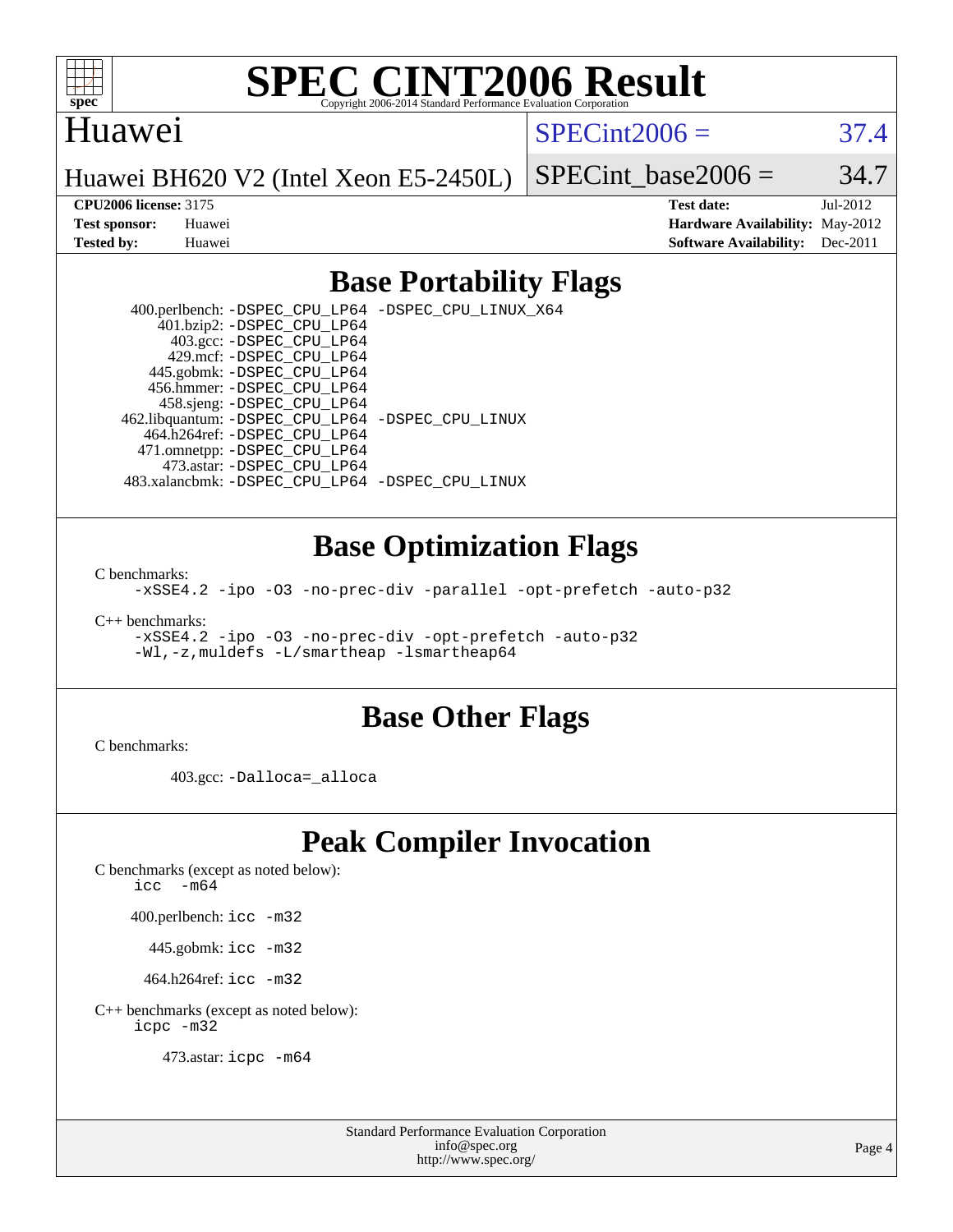# SPEC CINT2006 Result

Copyright 2006-2014 Standard Performance Evaluation Corporation

## Huawei

Huawei BH620 V2 (Intel Xeon E5-2450L)

SPECint2006 = 37.4

SPECint_base2006 = 34.7

**CPU2006 license:** 3175
**Test sponsor:** Huawei
**Tested by:** Huawei

**Test date:** Jul-2012
**Hardware Availability:** May-2012
**Software Availability:** Dec-2011

## Base Portability Flags

400.perlbench: -DSPEC_CPU_LP64 -DSPEC_CPU_LINUX_X64
401.bzip2: -DSPEC_CPU_LP64
403.gcc: -DSPEC_CPU_LP64
429.mcf: -DSPEC_CPU_LP64
445.gobmk: -DSPEC_CPU_LP64
456.hmmer: -DSPEC_CPU_LP64
458.sjeng: -DSPEC_CPU_LP64
462.libquantum: -DSPEC_CPU_LP64 -DSPEC_CPU_LINUX
464.h264ref: -DSPEC_CPU_LP64
471.omnetpp: -DSPEC_CPU_LP64
473.astar: -DSPEC_CPU_LP64
483.xalancbmk: -DSPEC_CPU_LP64 -DSPEC_CPU_LINUX

## Base Optimization Flags

C benchmarks:
-xSSE4.2 -ipo -O3 -no-prec-div -parallel -opt-prefetch -auto-p32

C++ benchmarks:
-xSSE4.2 -ipo -O3 -no-prec-div -opt-prefetch -auto-p32
-Wl,-z,muldefs -L/smartheap -lsmartheap64

## Base Other Flags

C benchmarks:

403.gcc: -Dalloca=_alloca

## Peak Compiler Invocation

C benchmarks (except as noted below):
icc -m64

400.perlbench: icc -m32

445.gobmk: icc -m32

464.h264ref: icc -m32

C++ benchmarks (except as noted below):
icpc -m32

473.astar: icpc -m64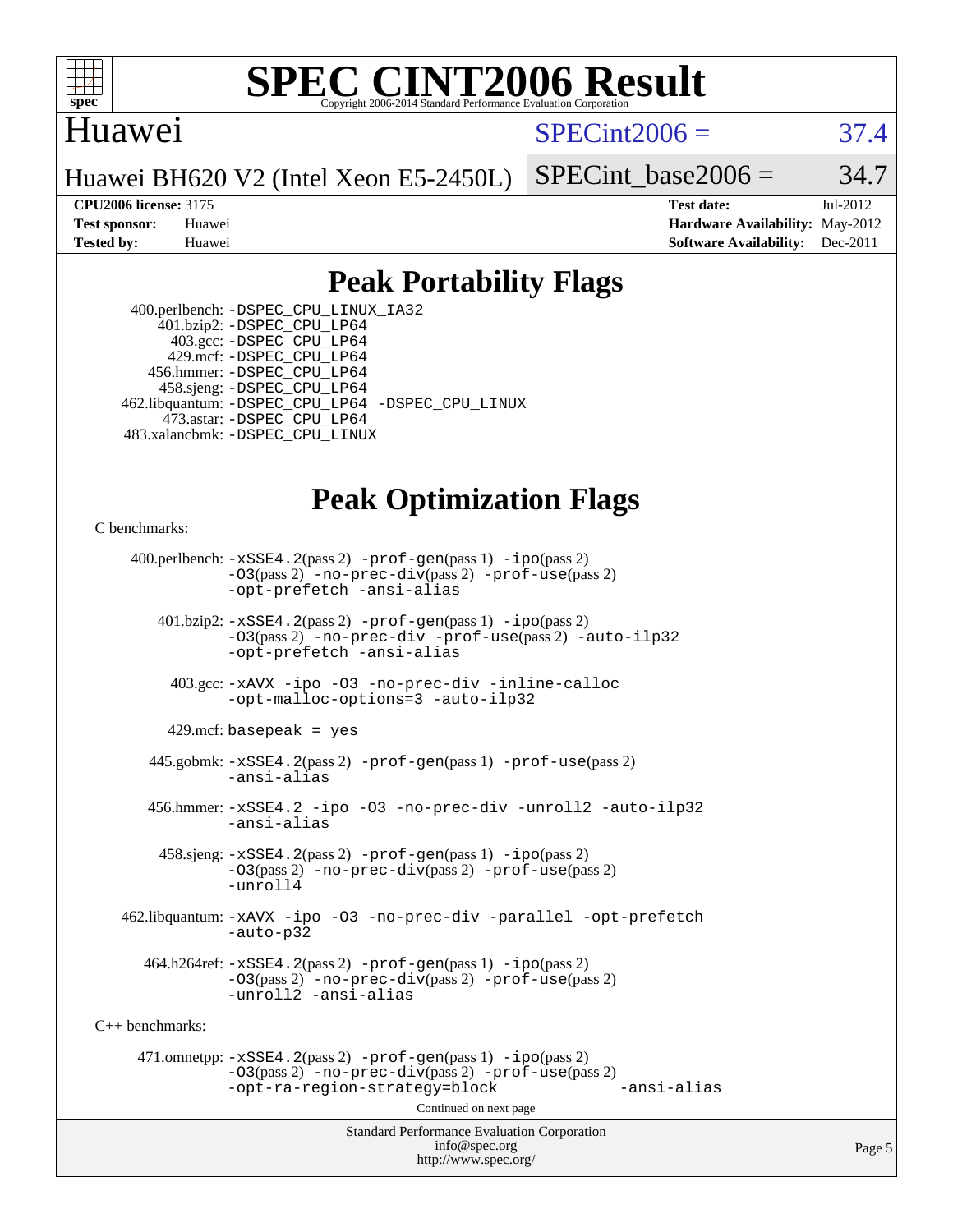# SPEC CINT2006 Result

Copyright 2006-2014 Standard Performance Evaluation Corporation

## Huawei

Huawei BH620 V2 (Intel Xeon E5-2450L)

SPECint2006 = 37.4

SPECint_base2006 = 34.7

**CPU2006 license:** 3175
**Test sponsor:** Huawei
**Tested by:** Huawei

**Test date:** Jul-2012
**Hardware Availability:** May-2012
**Software Availability:** Dec-2011

## Peak Portability Flags

400.perlbench: -DSPEC_CPU_LINUX_IA32
401.bzip2: -DSPEC_CPU_LP64
403.gcc: -DSPEC_CPU_LP64
429.mcf: -DSPEC_CPU_LP64
456.hmmer: -DSPEC_CPU_LP64
458.sjeng: -DSPEC_CPU_LP64
462.libquantum: -DSPEC_CPU_LP64 -DSPEC_CPU_LINUX
473.astar: -DSPEC_CPU_LP64
483.xalancbmk: -DSPEC_CPU_LINUX

## Peak Optimization Flags

C benchmarks:

400.perlbench: -xSSE4.2(pass 2) -prof-gen(pass 1) -ipo(pass 2) -O3(pass 2) -no-prec-div(pass 2) -prof-use(pass 2) -opt-prefetch -ansi-alias

401.bzip2: -xSSE4.2(pass 2) -prof-gen(pass 1) -ipo(pass 2) -O3(pass 2) -no-prec-div -prof-use(pass 2) -auto-ilp32 -opt-prefetch -ansi-alias

403.gcc: -xAVX -ipo -O3 -no-prec-div -inline-calloc -opt-malloc-options=3 -auto-ilp32

429.mcf: basepeak = yes

445.gobmk: -xSSE4.2(pass 2) -prof-gen(pass 1) -prof-use(pass 2) -ansi-alias

456.hmmer: -xSSE4.2 -ipo -O3 -no-prec-div -unroll2 -auto-ilp32 -ansi-alias

458.sjeng: -xSSE4.2(pass 2) -prof-gen(pass 1) -ipo(pass 2) -O3(pass 2) -no-prec-div(pass 2) -prof-use(pass 2) -unroll4

462.libquantum: -xAVX -ipo -O3 -no-prec-div -parallel -opt-prefetch -auto-p32

464.h264ref: -xSSE4.2(pass 2) -prof-gen(pass 1) -ipo(pass 2) -O3(pass 2) -no-prec-div(pass 2) -prof-use(pass 2) -unroll2 -ansi-alias

C++ benchmarks:

471.omnetpp: -xSSE4.2(pass 2) -prof-gen(pass 1) -ipo(pass 2) -O3(pass 2) -no-prec-div(pass 2) -prof-use(pass 2) -opt-ra-region-strategy=block -ansi-alias

Continued on next page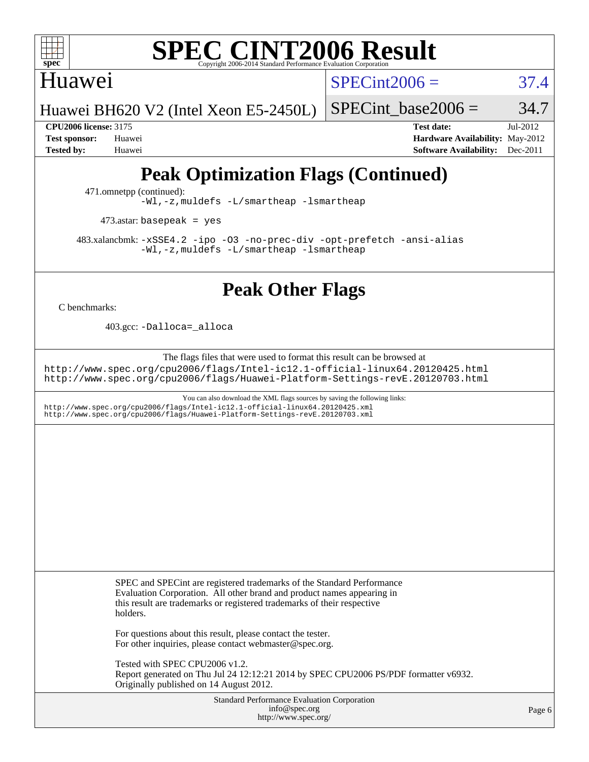# Peak Optimization Flags (Continued)

471.omnetpp (continued):
-Wl,-z,muldefs -L/smartheap -lsmartheap

473.astar: basepeak = yes

483.xalancbmk: -xSSE4.2 -ipo -O3 -no-prec-div -opt-prefetch -ansi-alias
-Wl,-z,muldefs -L/smartheap -lsmartheap

# Peak Other Flags

C benchmarks:

403.gcc: -Dalloca=_alloca

The flags files that were used to format this result can be browsed at
http://www.spec.org/cpu2006/flags/Intel-ic12.1-official-linux64.20120425.html
http://www.spec.org/cpu2006/flags/Huawei-Platform-Settings-revE.20120703.html

You can also download the XML flags sources by saving the following links:
http://www.spec.org/cpu2006/flags/Intel-ic12.1-official-linux64.20120425.xml
http://www.spec.org/cpu2006/flags/Huawei-Platform-Settings-revE.20120703.xml

SPEC and SPECint are registered trademarks of the Standard Performance Evaluation Corporation. All other brand and product names appearing in this result are trademarks or registered trademarks of their respective holders.

For questions about this result, please contact the tester.
For other inquiries, please contact webmaster@spec.org.

Tested with SPEC CPU2006 v1.2.
Report generated on Thu Jul 24 12:12:21 2014 by SPEC CPU2006 PS/PDF formatter v6932.
Originally published on 14 August 2012.